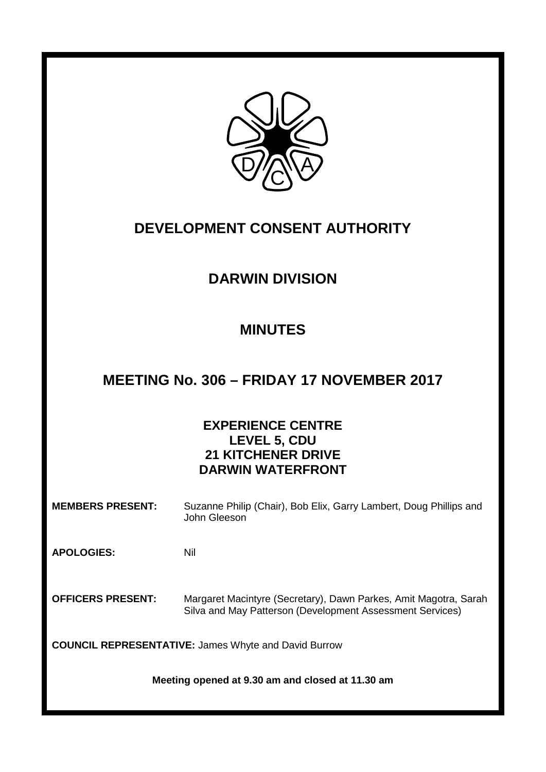# DEVELOPMENT CONSENT AUTHORITY

## DARWIN DIVISION

## MINUTES

## MEETING No. 306 – FRIDAY 17 NOVEMBER 2017

**EXPERIENCE CENTRE**
**LEVEL 5, CDU**
**21 KITCHENER DRIVE**
**DARWIN WATERFRONT**

**MEMBERS PRESENT:** Suzanne Philip (Chair), Bob Elix, Garry Lambert, Doug Phillips and John Gleeson

**APOLOGIES:** Nil

**OFFICERS PRESENT:** Margaret Macintyre (Secretary), Dawn Parkes, Amit Magotra, Sarah Silva and May Patterson (Development Assessment Services)

**COUNCIL REPRESENTATIVE:** James Whyte and David Burrow

**Meeting opened at 9.30 am and closed at 11.30 am**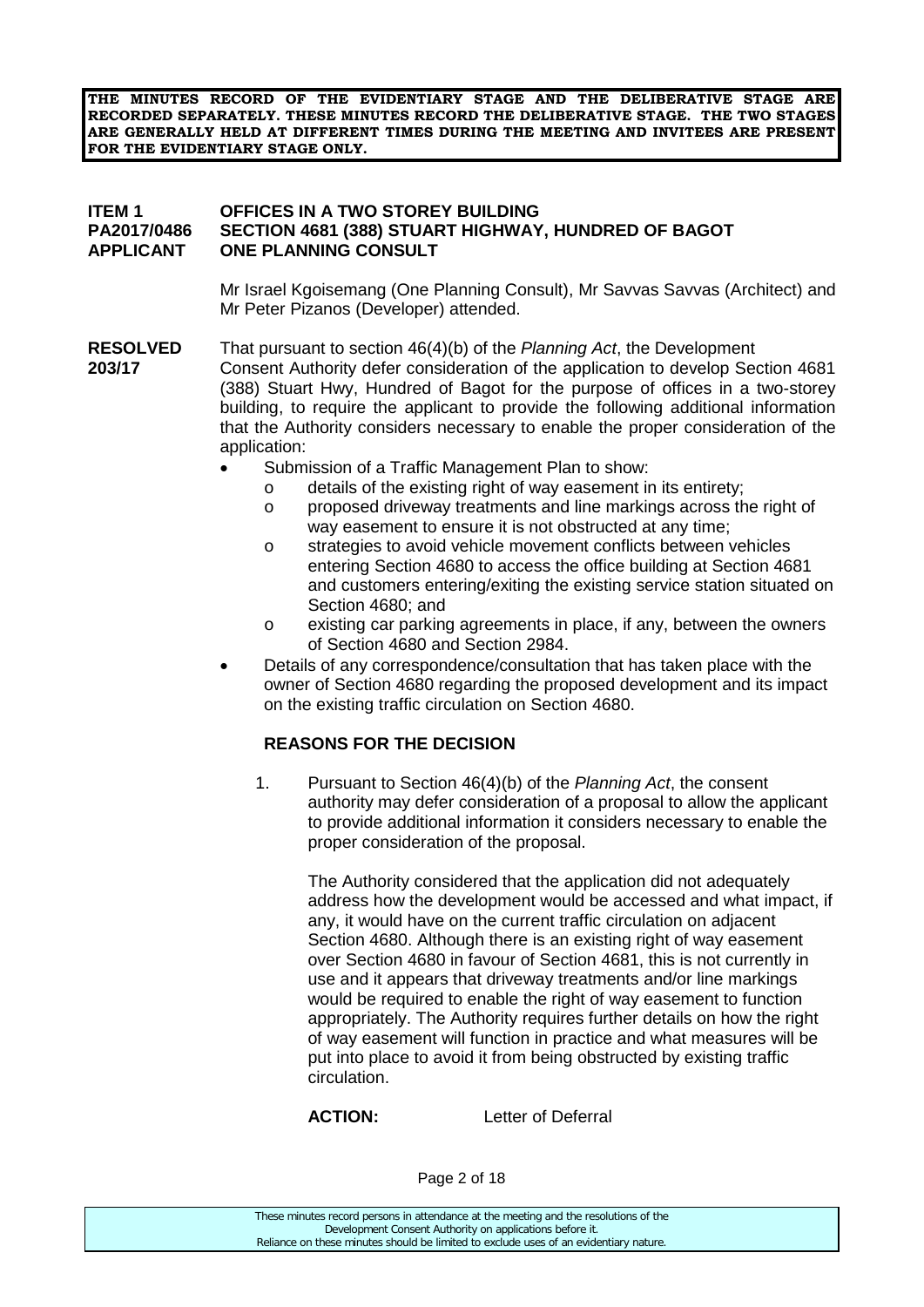**THE MINUTES RECORD OF THE EVIDENTIARY STAGE AND THE DELIBERATIVE STAGE ARE RECORDED SEPARATELY. THESE MINUTES RECORD THE DELIBERATIVE STAGE. THE TWO STAGES ARE GENERALLY HELD AT DIFFERENT TIMES DURING THE MEETING AND INVITEES ARE PRESENT FOR THE EVIDENTIARY STAGE ONLY.**

**ITEM 1 OFFICES IN A TWO STOREY BUILDING**
**PA2017/0486 SECTION 4681 (388) STUART HIGHWAY, HUNDRED OF BAGOT**
**APPLICANT ONE PLANNING CONSULT**

Mr Israel Kgoisemang (One Planning Consult), Mr Savvas Savvas (Architect) and Mr Peter Pizanos (Developer) attended.

**RESOLVED 203/17**

That pursuant to section 46(4)(b) of the *Planning Act*, the Development Consent Authority defer consideration of the application to develop Section 4681 (388) Stuart Hwy, Hundred of Bagot for the purpose of offices in a two-storey building, to require the applicant to provide the following additional information that the Authority considers necessary to enable the proper consideration of the application:

- Submission of a Traffic Management Plan to show:
  - details of the existing right of way easement in its entirety;
  - proposed driveway treatments and line markings across the right of way easement to ensure it is not obstructed at any time;
  - strategies to avoid vehicle movement conflicts between vehicles entering Section 4680 to access the office building at Section 4681 and customers entering/exiting the existing service station situated on Section 4680; and
  - existing car parking agreements in place, if any, between the owners of Section 4680 and Section 2984.
- Details of any correspondence/consultation that has taken place with the owner of Section 4680 regarding the proposed development and its impact on the existing traffic circulation on Section 4680.

**REASONS FOR THE DECISION**

1. Pursuant to Section 46(4)(b) of the *Planning Act*, the consent authority may defer consideration of a proposal to allow the applicant to provide additional information it considers necessary to enable the proper consideration of the proposal.

   The Authority considered that the application did not adequately address how the development would be accessed and what impact, if any, it would have on the current traffic circulation on adjacent Section 4680. Although there is an existing right of way easement over Section 4680 in favour of Section 4681, this is not currently in use and it appears that driveway treatments and/or line markings would be required to enable the right of way easement to function appropriately. The Authority requires further details on how the right of way easement will function in practice and what measures will be put into place to avoid it from being obstructed by existing traffic circulation.

   **ACTION:** Letter of Deferral

These minutes record persons in attendance at the meeting and the resolutions of the Development Consent Authority on applications before it. Reliance on these minutes should be limited to exclude uses of an evidentiary nature.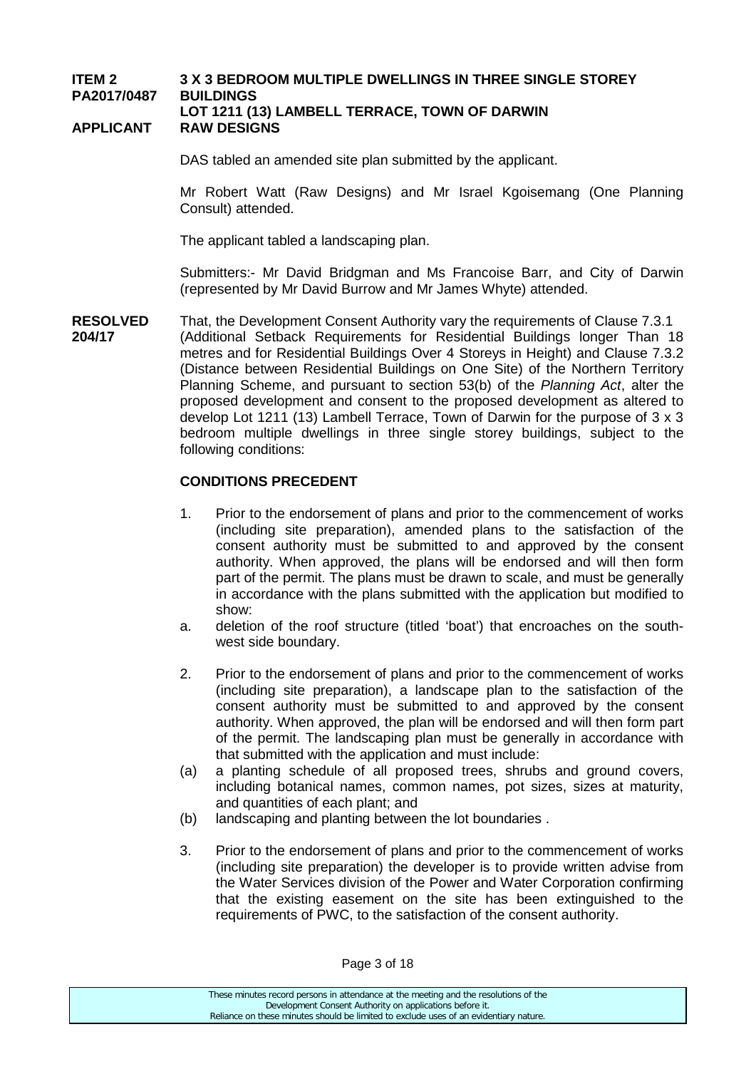**ITEM 2** **3 X 3 BEDROOM MULTIPLE DWELLINGS IN THREE SINGLE STOREY**
**PA2017/0487** **BUILDINGS**
**LOT 1211 (13) LAMBELL TERRACE, TOWN OF DARWIN**
**APPLICANT** **RAW DESIGNS**

DAS tabled an amended site plan submitted by the applicant.

Mr Robert Watt (Raw Designs) and Mr Israel Kgoisemang (One Planning Consult) attended.

The applicant tabled a landscaping plan.

Submitters:- Mr David Bridgman and Ms Francoise Barr, and City of Darwin (represented by Mr David Burrow and Mr James Whyte) attended.

**RESOLVED 204/17**

That, the Development Consent Authority vary the requirements of Clause 7.3.1 (Additional Setback Requirements for Residential Buildings longer Than 18 metres and for Residential Buildings Over 4 Storeys in Height) and Clause 7.3.2 (Distance between Residential Buildings on One Site) of the Northern Territory Planning Scheme, and pursuant to section 53(b) of the *Planning Act*, alter the proposed development and consent to the proposed development as altered to develop Lot 1211 (13) Lambell Terrace, Town of Darwin for the purpose of 3 x 3 bedroom multiple dwellings in three single storey buildings, subject to the following conditions:

**CONDITIONS PRECEDENT**

1. Prior to the endorsement of plans and prior to the commencement of works (including site preparation), amended plans to the satisfaction of the consent authority must be submitted to and approved by the consent authority. When approved, the plans will be endorsed and will then form part of the permit. The plans must be drawn to scale, and must be generally in accordance with the plans submitted with the application but modified to show:

   a. deletion of the roof structure (titled 'boat') that encroaches on the south-west side boundary.

2. Prior to the endorsement of plans and prior to the commencement of works (including site preparation), a landscape plan to the satisfaction of the consent authority must be submitted to and approved by the consent authority. When approved, the plan will be endorsed and will then form part of the permit. The landscaping plan must be generally in accordance with that submitted with the application and must include:

   (a) a planting schedule of all proposed trees, shrubs and ground covers, including botanical names, common names, pot sizes, sizes at maturity, and quantities of each plant; and

   (b) landscaping and planting between the lot boundaries .

3. Prior to the endorsement of plans and prior to the commencement of works (including site preparation) the developer is to provide written advise from the Water Services division of the Power and Water Corporation confirming that the existing easement on the site has been extinguished to the requirements of PWC, to the satisfaction of the consent authority.

These minutes record persons in attendance at the meeting and the resolutions of the Development Consent Authority on applications before it.
Reliance on these minutes should be limited to exclude uses of an evidentiary nature.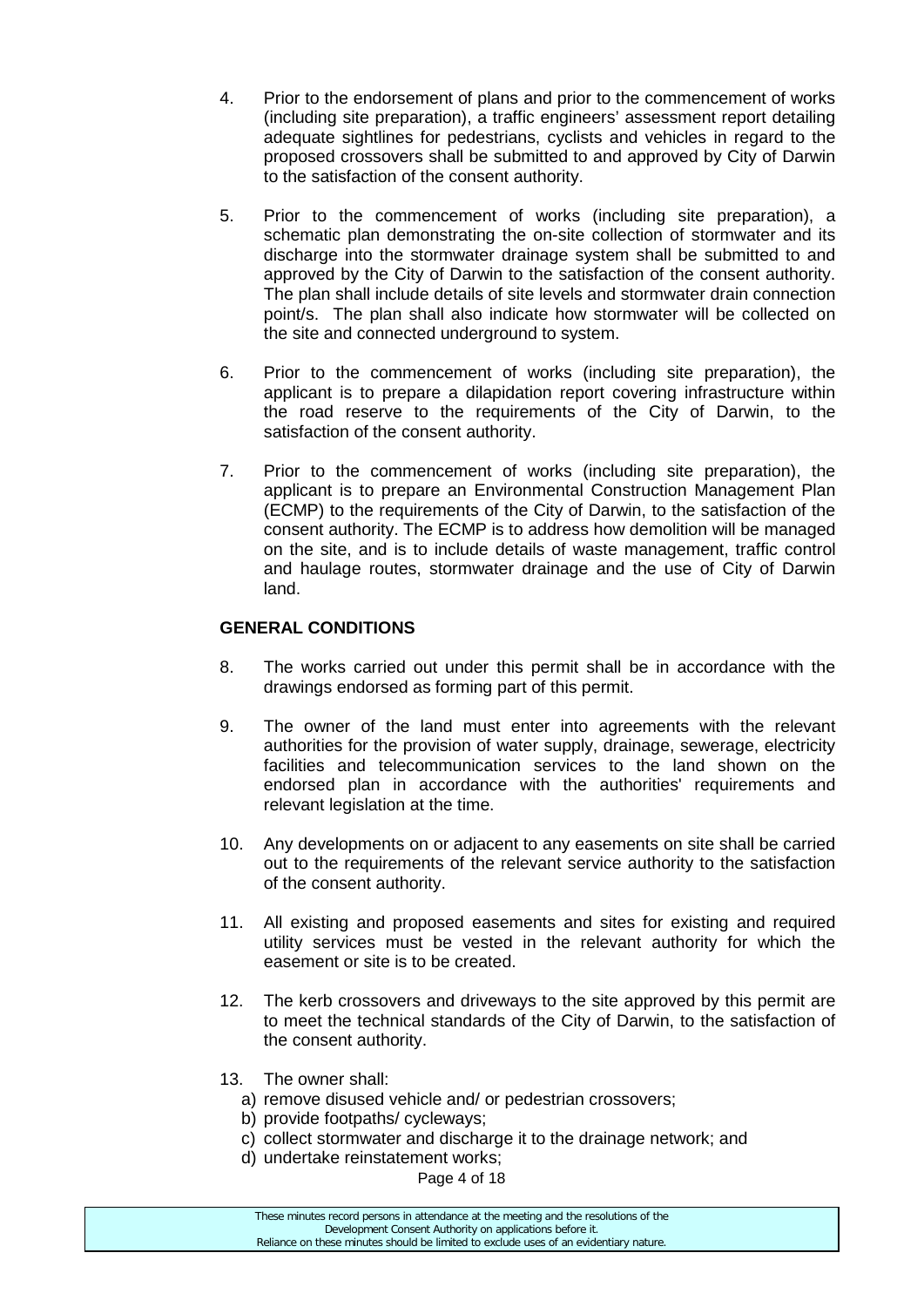4. Prior to the endorsement of plans and prior to the commencement of works (including site preparation), a traffic engineers' assessment report detailing adequate sightlines for pedestrians, cyclists and vehicles in regard to the proposed crossovers shall be submitted to and approved by City of Darwin to the satisfaction of the consent authority.

5. Prior to the commencement of works (including site preparation), a schematic plan demonstrating the on-site collection of stormwater and its discharge into the stormwater drainage system shall be submitted to and approved by the City of Darwin to the satisfaction of the consent authority. The plan shall include details of site levels and stormwater drain connection point/s. The plan shall also indicate how stormwater will be collected on the site and connected underground to system.

6. Prior to the commencement of works (including site preparation), the applicant is to prepare a dilapidation report covering infrastructure within the road reserve to the requirements of the City of Darwin, to the satisfaction of the consent authority.

7. Prior to the commencement of works (including site preparation), the applicant is to prepare an Environmental Construction Management Plan (ECMP) to the requirements of the City of Darwin, to the satisfaction of the consent authority. The ECMP is to address how demolition will be managed on the site, and is to include details of waste management, traffic control and haulage routes, stormwater drainage and the use of City of Darwin land.

**GENERAL CONDITIONS**

8. The works carried out under this permit shall be in accordance with the drawings endorsed as forming part of this permit.

9. The owner of the land must enter into agreements with the relevant authorities for the provision of water supply, drainage, sewerage, electricity facilities and telecommunication services to the land shown on the endorsed plan in accordance with the authorities' requirements and relevant legislation at the time.

10. Any developments on or adjacent to any easements on site shall be carried out to the requirements of the relevant service authority to the satisfaction of the consent authority.

11. All existing and proposed easements and sites for existing and required utility services must be vested in the relevant authority for which the easement or site is to be created.

12. The kerb crossovers and driveways to the site approved by this permit are to meet the technical standards of the City of Darwin, to the satisfaction of the consent authority.

13. The owner shall:
    a) remove disused vehicle and/ or pedestrian crossovers;
    b) provide footpaths/ cycleways;
    c) collect stormwater and discharge it to the drainage network; and
    d) undertake reinstatement works;

These minutes record persons in attendance at the meeting and the resolutions of the Development Consent Authority on applications before it. Reliance on these minutes should be limited to exclude uses of an evidentiary nature.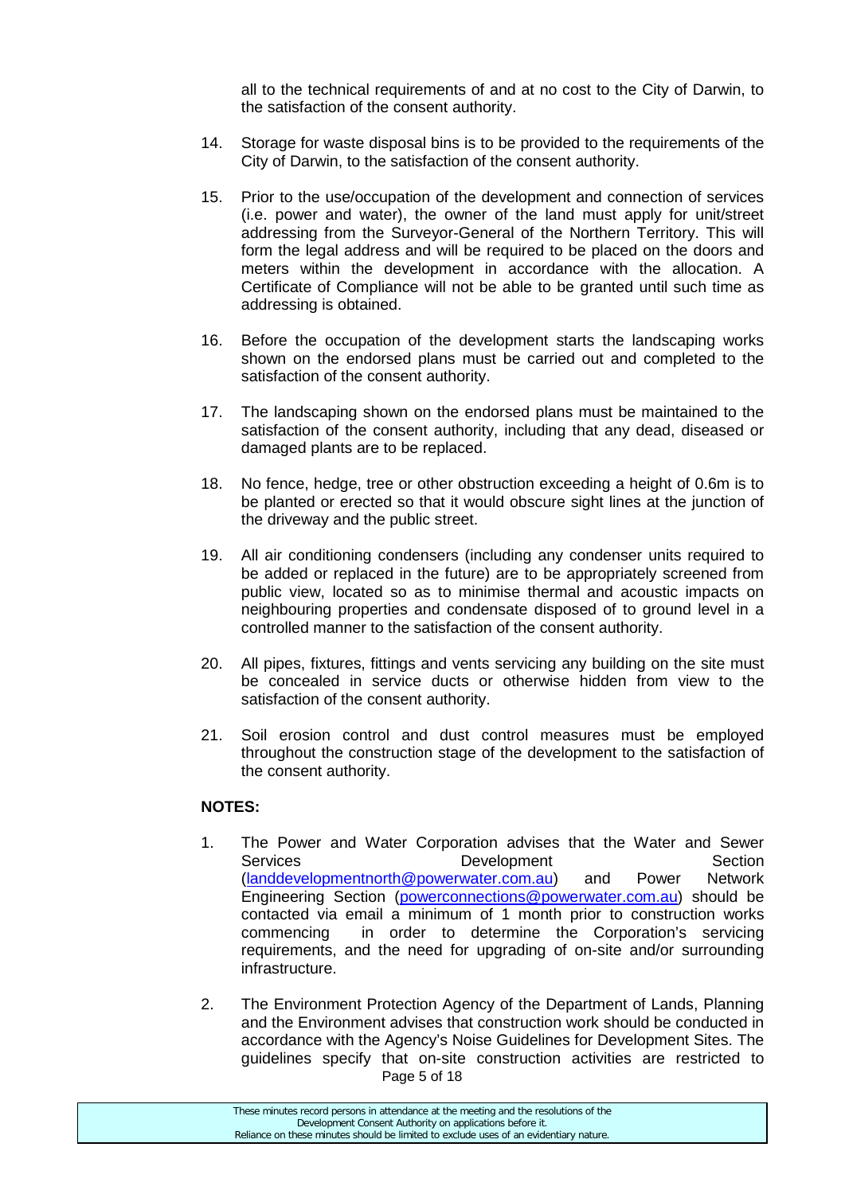all to the technical requirements of and at no cost to the City of Darwin, to the satisfaction of the consent authority.

14. Storage for waste disposal bins is to be provided to the requirements of the City of Darwin, to the satisfaction of the consent authority.

15. Prior to the use/occupation of the development and connection of services (i.e. power and water), the owner of the land must apply for unit/street addressing from the Surveyor-General of the Northern Territory. This will form the legal address and will be required to be placed on the doors and meters within the development in accordance with the allocation. A Certificate of Compliance will not be able to be granted until such time as addressing is obtained.

16. Before the occupation of the development starts the landscaping works shown on the endorsed plans must be carried out and completed to the satisfaction of the consent authority.

17. The landscaping shown on the endorsed plans must be maintained to the satisfaction of the consent authority, including that any dead, diseased or damaged plants are to be replaced.

18. No fence, hedge, tree or other obstruction exceeding a height of 0.6m is to be planted or erected so that it would obscure sight lines at the junction of the driveway and the public street.

19. All air conditioning condensers (including any condenser units required to be added or replaced in the future) are to be appropriately screened from public view, located so as to minimise thermal and acoustic impacts on neighbouring properties and condensate disposed of to ground level in a controlled manner to the satisfaction of the consent authority.

20. All pipes, fixtures, fittings and vents servicing any building on the site must be concealed in service ducts or otherwise hidden from view to the satisfaction of the consent authority.

21. Soil erosion control and dust control measures must be employed throughout the construction stage of the development to the satisfaction of the consent authority.

**NOTES:**

1. The Power and Water Corporation advises that the Water and Sewer Services Development Section (landdevelopmentnorth@powerwater.com.au) and Power Network Engineering Section (powerconnections@powerwater.com.au) should be contacted via email a minimum of 1 month prior to construction works commencing in order to determine the Corporation's servicing requirements, and the need for upgrading of on-site and/or surrounding infrastructure.

2. The Environment Protection Agency of the Department of Lands, Planning and the Environment advises that construction work should be conducted in accordance with the Agency's Noise Guidelines for Development Sites. The guidelines specify that on-site construction activities are restricted to

These minutes record persons in attendance at the meeting and the resolutions of the Development Consent Authority on applications before it. Reliance on these minutes should be limited to exclude uses of an evidentiary nature.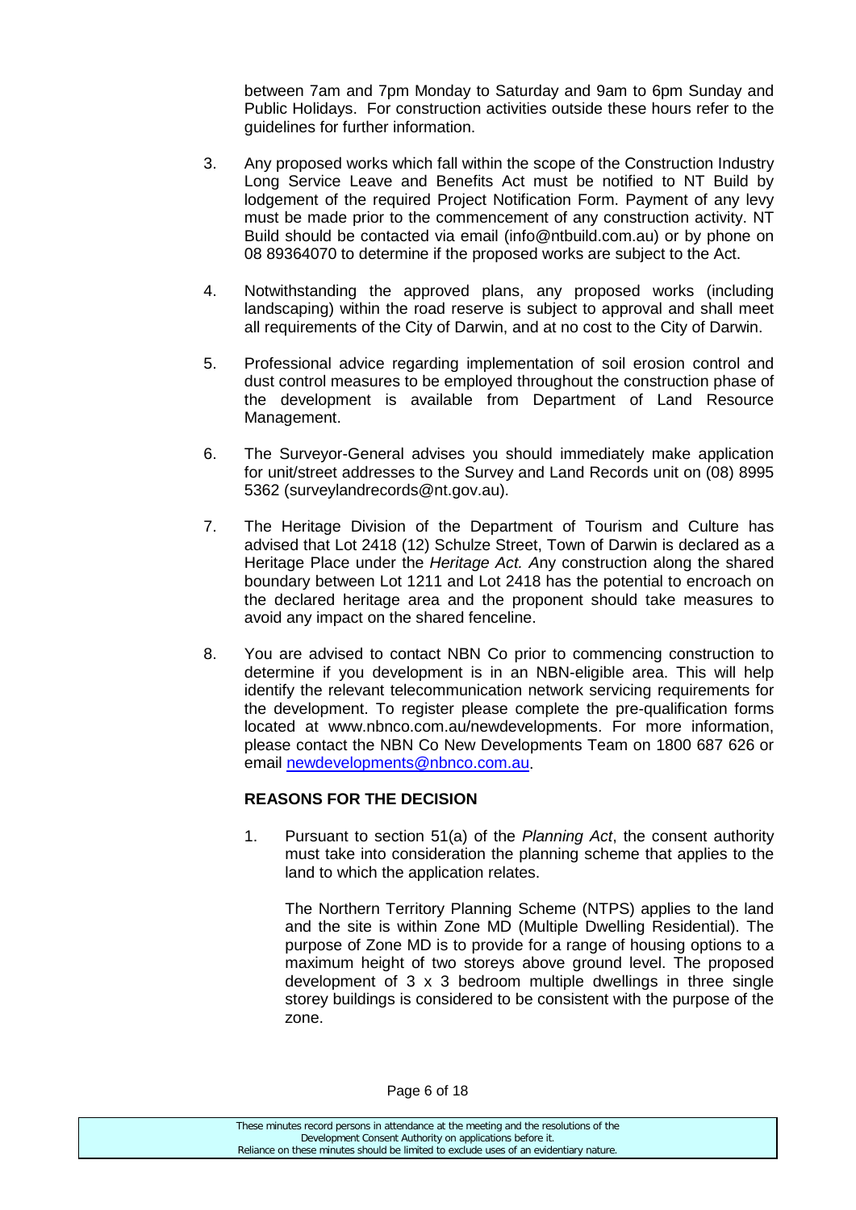between 7am and 7pm Monday to Saturday and 9am to 6pm Sunday and Public Holidays. For construction activities outside these hours refer to the guidelines for further information.

3. Any proposed works which fall within the scope of the Construction Industry Long Service Leave and Benefits Act must be notified to NT Build by lodgement of the required Project Notification Form. Payment of any levy must be made prior to the commencement of any construction activity. NT Build should be contacted via email (info@ntbuild.com.au) or by phone on 08 89364070 to determine if the proposed works are subject to the Act.

4. Notwithstanding the approved plans, any proposed works (including landscaping) within the road reserve is subject to approval and shall meet all requirements of the City of Darwin, and at no cost to the City of Darwin.

5. Professional advice regarding implementation of soil erosion control and dust control measures to be employed throughout the construction phase of the development is available from Department of Land Resource Management.

6. The Surveyor-General advises you should immediately make application for unit/street addresses to the Survey and Land Records unit on (08) 8995 5362 (surveylandrecords@nt.gov.au).

7. The Heritage Division of the Department of Tourism and Culture has advised that Lot 2418 (12) Schulze Street, Town of Darwin is declared as a Heritage Place under the *Heritage Act.* Any construction along the shared boundary between Lot 1211 and Lot 2418 has the potential to encroach on the declared heritage area and the proponent should take measures to avoid any impact on the shared fenceline.

8. You are advised to contact NBN Co prior to commencing construction to determine if you development is in an NBN-eligible area. This will help identify the relevant telecommunication network servicing requirements for the development. To register please complete the pre-qualification forms located at www.nbnco.com.au/newdevelopments. For more information, please contact the NBN Co New Developments Team on 1800 687 626 or email newdevelopments@nbnco.com.au.

**REASONS FOR THE DECISION**

1. Pursuant to section 51(a) of the *Planning Act*, the consent authority must take into consideration the planning scheme that applies to the land to which the application relates.

   The Northern Territory Planning Scheme (NTPS) applies to the land and the site is within Zone MD (Multiple Dwelling Residential). The purpose of Zone MD is to provide for a range of housing options to a maximum height of two storeys above ground level. The proposed development of 3 x 3 bedroom multiple dwellings in three single storey buildings is considered to be consistent with the purpose of the zone.

These minutes record persons in attendance at the meeting and the resolutions of the Development Consent Authority on applications before it. Reliance on these minutes should be limited to exclude uses of an evidentiary nature.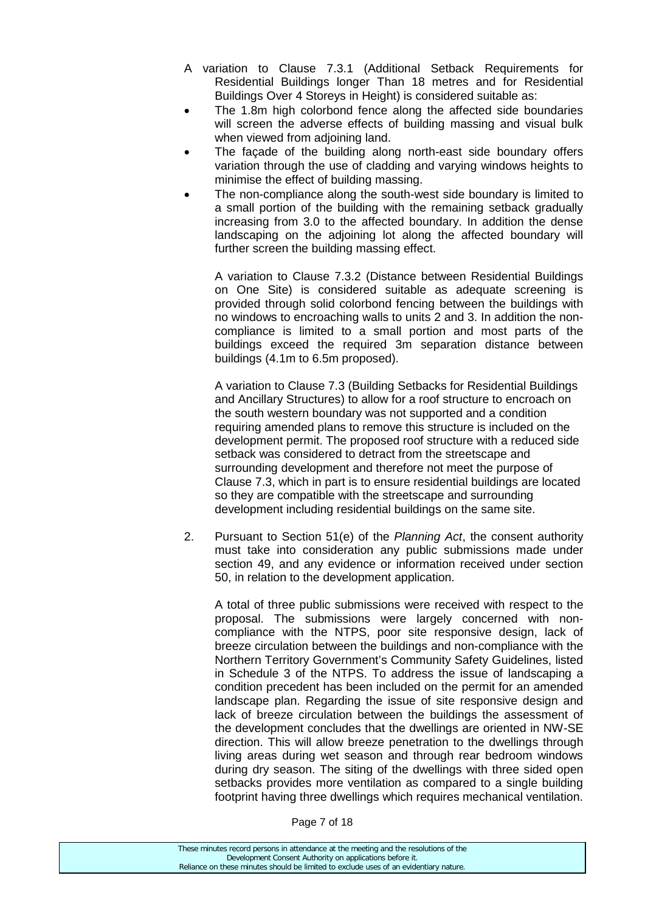A variation to Clause 7.3.1 (Additional Setback Requirements for Residential Buildings longer Than 18 metres and for Residential Buildings Over 4 Storeys in Height) is considered suitable as:

- The 1.8m high colorbond fence along the affected side boundaries will screen the adverse effects of building massing and visual bulk when viewed from adjoining land.
- The façade of the building along north-east side boundary offers variation through the use of cladding and varying windows heights to minimise the effect of building massing.
- The non-compliance along the south-west side boundary is limited to a small portion of the building with the remaining setback gradually increasing from 3.0 to the affected boundary. In addition the dense landscaping on the adjoining lot along the affected boundary will further screen the building massing effect.

A variation to Clause 7.3.2 (Distance between Residential Buildings on One Site) is considered suitable as adequate screening is provided through solid colorbond fencing between the buildings with no windows to encroaching walls to units 2 and 3. In addition the non-compliance is limited to a small portion and most parts of the buildings exceed the required 3m separation distance between buildings (4.1m to 6.5m proposed).

A variation to Clause 7.3 (Building Setbacks for Residential Buildings and Ancillary Structures) to allow for a roof structure to encroach on the south western boundary was not supported and a condition requiring amended plans to remove this structure is included on the development permit. The proposed roof structure with a reduced side setback was considered to detract from the streetscape and surrounding development and therefore not meet the purpose of Clause 7.3, which in part is to ensure residential buildings are located so they are compatible with the streetscape and surrounding development including residential buildings on the same site.

2. Pursuant to Section 51(e) of the *Planning Act*, the consent authority must take into consideration any public submissions made under section 49, and any evidence or information received under section 50, in relation to the development application.

   A total of three public submissions were received with respect to the proposal. The submissions were largely concerned with non-compliance with the NTPS, poor site responsive design, lack of breeze circulation between the buildings and non-compliance with the Northern Territory Government's Community Safety Guidelines, listed in Schedule 3 of the NTPS. To address the issue of landscaping a condition precedent has been included on the permit for an amended landscape plan. Regarding the issue of site responsive design and lack of breeze circulation between the buildings the assessment of the development concludes that the dwellings are oriented in NW-SE direction. This will allow breeze penetration to the dwellings through living areas during wet season and through rear bedroom windows during dry season. The siting of the dwellings with three sided open setbacks provides more ventilation as compared to a single building footprint having three dwellings which requires mechanical ventilation.

These minutes record persons in attendance at the meeting and the resolutions of the Development Consent Authority on applications before it. Reliance on these minutes should be limited to exclude uses of an evidentiary nature.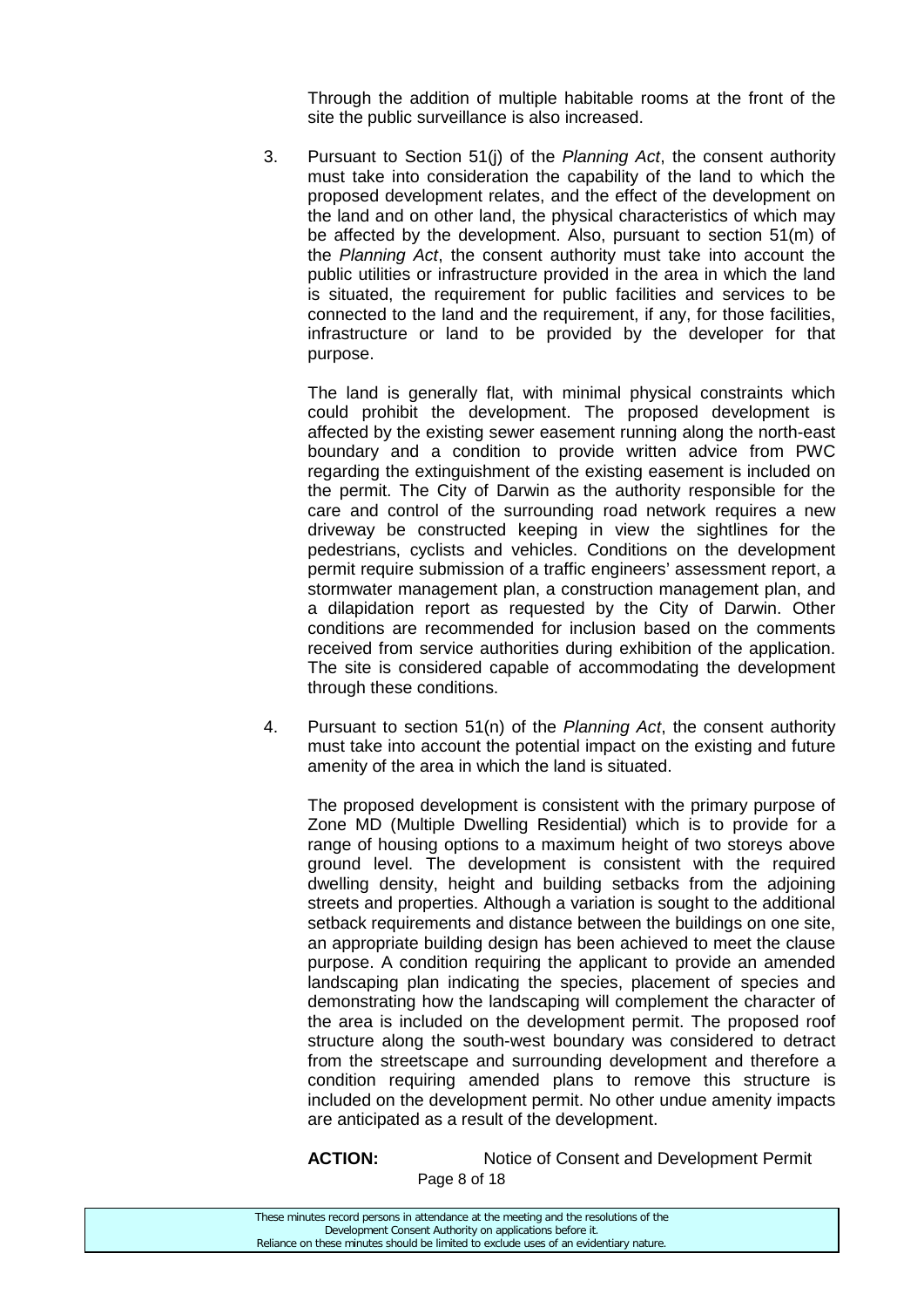Through the addition of multiple habitable rooms at the front of the site the public surveillance is also increased.

3. Pursuant to Section 51(j) of the *Planning Act*, the consent authority must take into consideration the capability of the land to which the proposed development relates, and the effect of the development on the land and on other land, the physical characteristics of which may be affected by the development. Also, pursuant to section 51(m) of the *Planning Act*, the consent authority must take into account the public utilities or infrastructure provided in the area in which the land is situated, the requirement for public facilities and services to be connected to the land and the requirement, if any, for those facilities, infrastructure or land to be provided by the developer for that purpose.

   The land is generally flat, with minimal physical constraints which could prohibit the development. The proposed development is affected by the existing sewer easement running along the north-east boundary and a condition to provide written advice from PWC regarding the extinguishment of the existing easement is included on the permit. The City of Darwin as the authority responsible for the care and control of the surrounding road network requires a new driveway be constructed keeping in view the sightlines for the pedestrians, cyclists and vehicles. Conditions on the development permit require submission of a traffic engineers' assessment report, a stormwater management plan, a construction management plan, and a dilapidation report as requested by the City of Darwin. Other conditions are recommended for inclusion based on the comments received from service authorities during exhibition of the application. The site is considered capable of accommodating the development through these conditions.

4. Pursuant to section 51(n) of the *Planning Act*, the consent authority must take into account the potential impact on the existing and future amenity of the area in which the land is situated.

   The proposed development is consistent with the primary purpose of Zone MD (Multiple Dwelling Residential) which is to provide for a range of housing options to a maximum height of two storeys above ground level. The development is consistent with the required dwelling density, height and building setbacks from the adjoining streets and properties. Although a variation is sought to the additional setback requirements and distance between the buildings on one site, an appropriate building design has been achieved to meet the clause purpose. A condition requiring the applicant to provide an amended landscaping plan indicating the species, placement of species and demonstrating how the landscaping will complement the character of the area is included on the development permit. The proposed roof structure along the south-west boundary was considered to detract from the streetscape and surrounding development and therefore a condition requiring amended plans to remove this structure is included on the development permit. No other undue amenity impacts are anticipated as a result of the development.

**ACTION:** Notice of Consent and Development Permit

These minutes record persons in attendance at the meeting and the resolutions of the Development Consent Authority on applications before it. Reliance on these minutes should be limited to exclude uses of an evidentiary nature.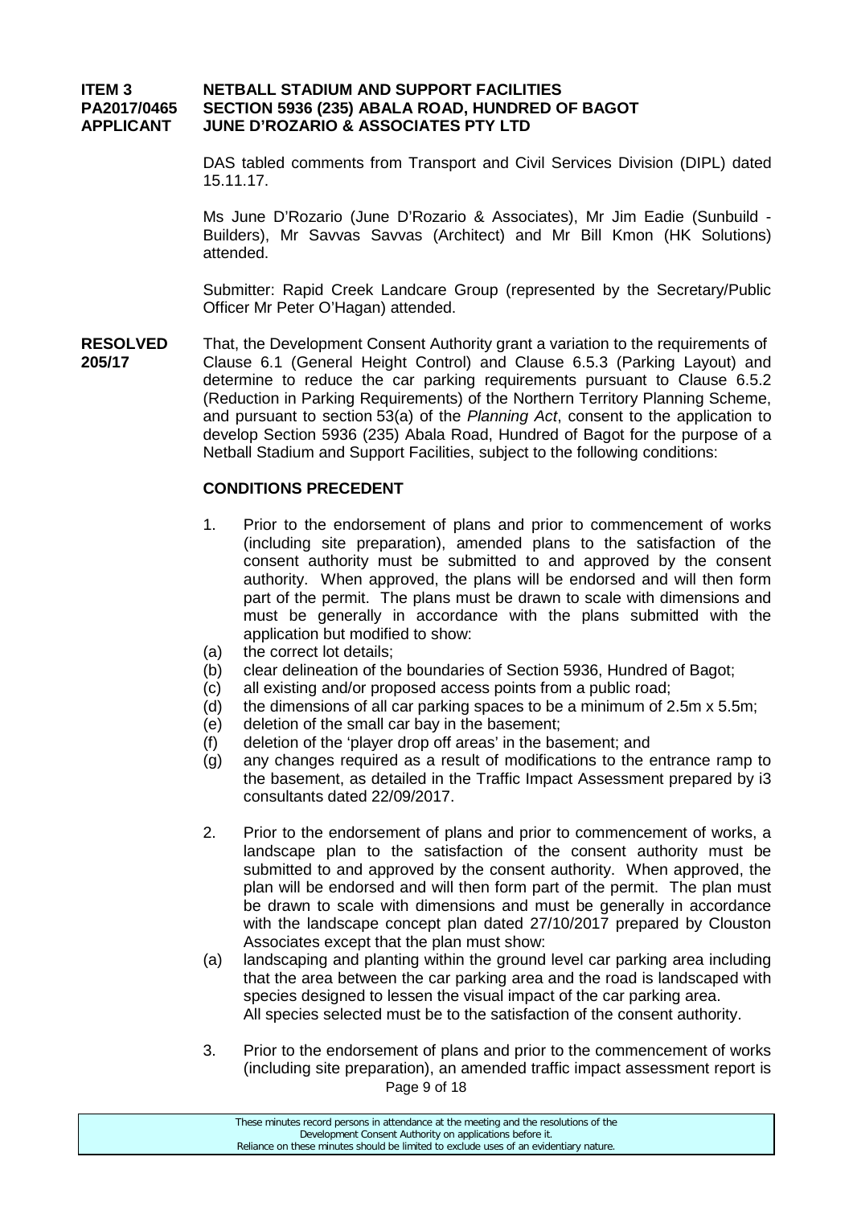**ITEM 3 NETBALL STADIUM AND SUPPORT FACILITIES**
**PA2017/0465 SECTION 5936 (235) ABALA ROAD, HUNDRED OF BAGOT**
**APPLICANT JUNE D'ROZARIO & ASSOCIATES PTY LTD**

DAS tabled comments from Transport and Civil Services Division (DIPL) dated 15.11.17.

Ms June D'Rozario (June D'Rozario & Associates), Mr Jim Eadie (Sunbuild - Builders), Mr Savvas Savvas (Architect) and Mr Bill Kmon (HK Solutions) attended.

Submitter: Rapid Creek Landcare Group (represented by the Secretary/Public Officer Mr Peter O'Hagan) attended.

**RESOLVED 205/17**

That, the Development Consent Authority grant a variation to the requirements of Clause 6.1 (General Height Control) and Clause 6.5.3 (Parking Layout) and determine to reduce the car parking requirements pursuant to Clause 6.5.2 (Reduction in Parking Requirements) of the Northern Territory Planning Scheme, and pursuant to section 53(a) of the *Planning Act*, consent to the application to develop Section 5936 (235) Abala Road, Hundred of Bagot for the purpose of a Netball Stadium and Support Facilities, subject to the following conditions:

**CONDITIONS PRECEDENT**

1. Prior to the endorsement of plans and prior to commencement of works (including site preparation), amended plans to the satisfaction of the consent authority must be submitted to and approved by the consent authority. When approved, the plans will be endorsed and will then form part of the permit. The plans must be drawn to scale with dimensions and must be generally in accordance with the plans submitted with the application but modified to show:
   (a) the correct lot details;
   (b) clear delineation of the boundaries of Section 5936, Hundred of Bagot;
   (c) all existing and/or proposed access points from a public road;
   (d) the dimensions of all car parking spaces to be a minimum of 2.5m x 5.5m;
   (e) deletion of the small car bay in the basement;
   (f) deletion of the 'player drop off areas' in the basement; and
   (g) any changes required as a result of modifications to the entrance ramp to the basement, as detailed in the Traffic Impact Assessment prepared by i3 consultants dated 22/09/2017.

2. Prior to the endorsement of plans and prior to commencement of works, a landscape plan to the satisfaction of the consent authority must be submitted to and approved by the consent authority. When approved, the plan will be endorsed and will then form part of the permit. The plan must be drawn to scale with dimensions and must be generally in accordance with the landscape concept plan dated 27/10/2017 prepared by Clouston Associates except that the plan must show:
   (a) landscaping and planting within the ground level car parking area including that the area between the car parking area and the road is landscaped with species designed to lessen the visual impact of the car parking area.
   All species selected must be to the satisfaction of the consent authority.

3. Prior to the endorsement of plans and prior to the commencement of works (including site preparation), an amended traffic impact assessment report is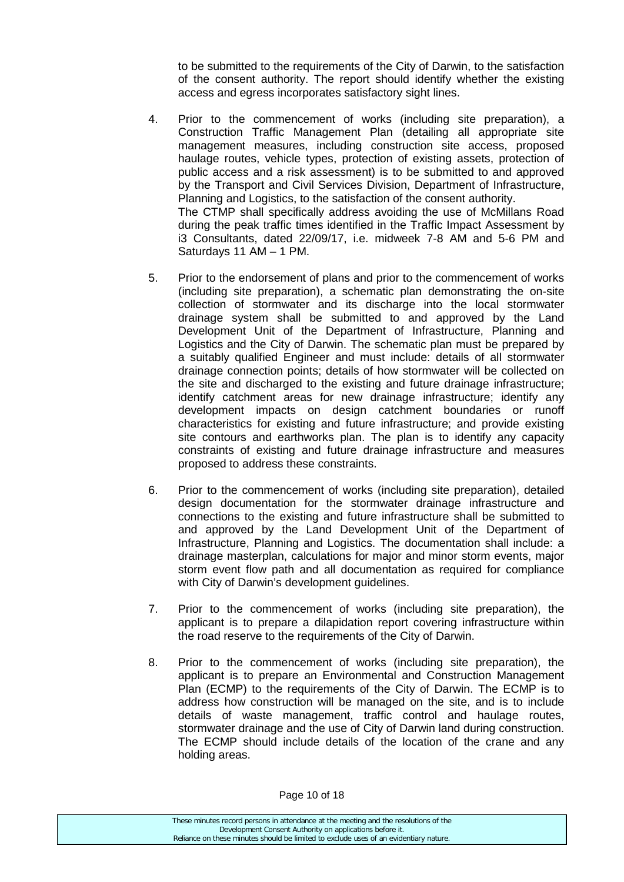to be submitted to the requirements of the City of Darwin, to the satisfaction of the consent authority. The report should identify whether the existing access and egress incorporates satisfactory sight lines.

4. Prior to the commencement of works (including site preparation), a Construction Traffic Management Plan (detailing all appropriate site management measures, including construction site access, proposed haulage routes, vehicle types, protection of existing assets, protection of public access and a risk assessment) is to be submitted to and approved by the Transport and Civil Services Division, Department of Infrastructure, Planning and Logistics, to the satisfaction of the consent authority.
   The CTMP shall specifically address avoiding the use of McMillans Road during the peak traffic times identified in the Traffic Impact Assessment by i3 Consultants, dated 22/09/17, i.e. midweek 7-8 AM and 5-6 PM and Saturdays 11 AM – 1 PM.

5. Prior to the endorsement of plans and prior to the commencement of works (including site preparation), a schematic plan demonstrating the on-site collection of stormwater and its discharge into the local stormwater drainage system shall be submitted to and approved by the Land Development Unit of the Department of Infrastructure, Planning and Logistics and the City of Darwin. The schematic plan must be prepared by a suitably qualified Engineer and must include: details of all stormwater drainage connection points; details of how stormwater will be collected on the site and discharged to the existing and future drainage infrastructure; identify catchment areas for new drainage infrastructure; identify any development impacts on design catchment boundaries or runoff characteristics for existing and future infrastructure; and provide existing site contours and earthworks plan. The plan is to identify any capacity constraints of existing and future drainage infrastructure and measures proposed to address these constraints.

6. Prior to the commencement of works (including site preparation), detailed design documentation for the stormwater drainage infrastructure and connections to the existing and future infrastructure shall be submitted to and approved by the Land Development Unit of the Department of Infrastructure, Planning and Logistics. The documentation shall include: a drainage masterplan, calculations for major and minor storm events, major storm event flow path and all documentation as required for compliance with City of Darwin's development guidelines.

7. Prior to the commencement of works (including site preparation), the applicant is to prepare a dilapidation report covering infrastructure within the road reserve to the requirements of the City of Darwin.

8. Prior to the commencement of works (including site preparation), the applicant is to prepare an Environmental and Construction Management Plan (ECMP) to the requirements of the City of Darwin. The ECMP is to address how construction will be managed on the site, and is to include details of waste management, traffic control and haulage routes, stormwater drainage and the use of City of Darwin land during construction. The ECMP should include details of the location of the crane and any holding areas.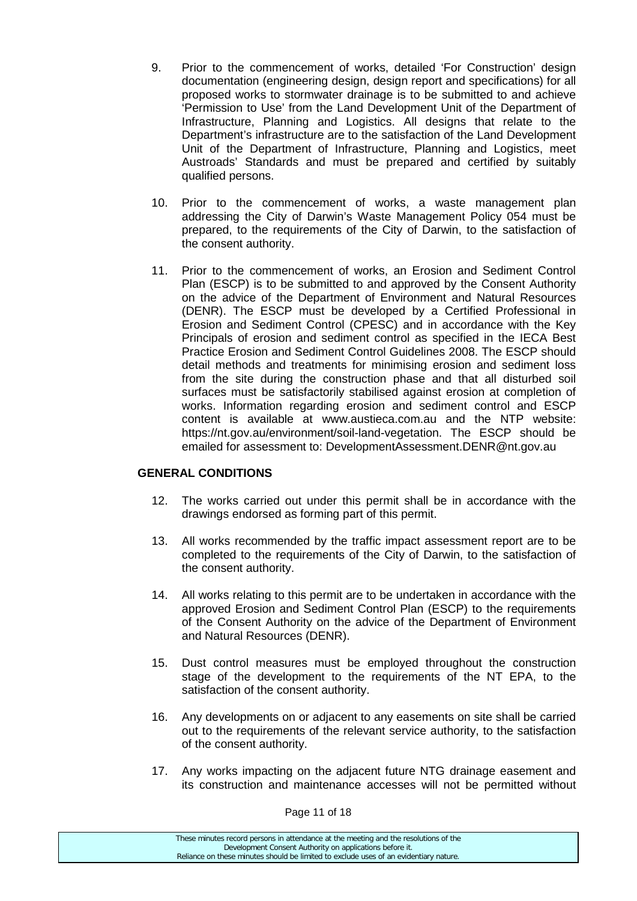9. Prior to the commencement of works, detailed 'For Construction' design documentation (engineering design, design report and specifications) for all proposed works to stormwater drainage is to be submitted to and achieve 'Permission to Use' from the Land Development Unit of the Department of Infrastructure, Planning and Logistics. All designs that relate to the Department's infrastructure are to the satisfaction of the Land Development Unit of the Department of Infrastructure, Planning and Logistics, meet Austroads' Standards and must be prepared and certified by suitably qualified persons.

10. Prior to the commencement of works, a waste management plan addressing the City of Darwin's Waste Management Policy 054 must be prepared, to the requirements of the City of Darwin, to the satisfaction of the consent authority.

11. Prior to the commencement of works, an Erosion and Sediment Control Plan (ESCP) is to be submitted to and approved by the Consent Authority on the advice of the Department of Environment and Natural Resources (DENR). The ESCP must be developed by a Certified Professional in Erosion and Sediment Control (CPESC) and in accordance with the Key Principals of erosion and sediment control as specified in the IECA Best Practice Erosion and Sediment Control Guidelines 2008. The ESCP should detail methods and treatments for minimising erosion and sediment loss from the site during the construction phase and that all disturbed soil surfaces must be satisfactorily stabilised against erosion at completion of works. Information regarding erosion and sediment control and ESCP content is available at www.austieca.com.au and the NTP website: https://nt.gov.au/environment/soil-land-vegetation. The ESCP should be emailed for assessment to: DevelopmentAssessment.DENR@nt.gov.au

**GENERAL CONDITIONS**

12. The works carried out under this permit shall be in accordance with the drawings endorsed as forming part of this permit.

13. All works recommended by the traffic impact assessment report are to be completed to the requirements of the City of Darwin, to the satisfaction of the consent authority.

14. All works relating to this permit are to be undertaken in accordance with the approved Erosion and Sediment Control Plan (ESCP) to the requirements of the Consent Authority on the advice of the Department of Environment and Natural Resources (DENR).

15. Dust control measures must be employed throughout the construction stage of the development to the requirements of the NT EPA, to the satisfaction of the consent authority.

16. Any developments on or adjacent to any easements on site shall be carried out to the requirements of the relevant service authority, to the satisfaction of the consent authority.

17. Any works impacting on the adjacent future NTG drainage easement and its construction and maintenance accesses will not be permitted without

These minutes record persons in attendance at the meeting and the resolutions of the Development Consent Authority on applications before it. Reliance on these minutes should be limited to exclude uses of an evidentiary nature.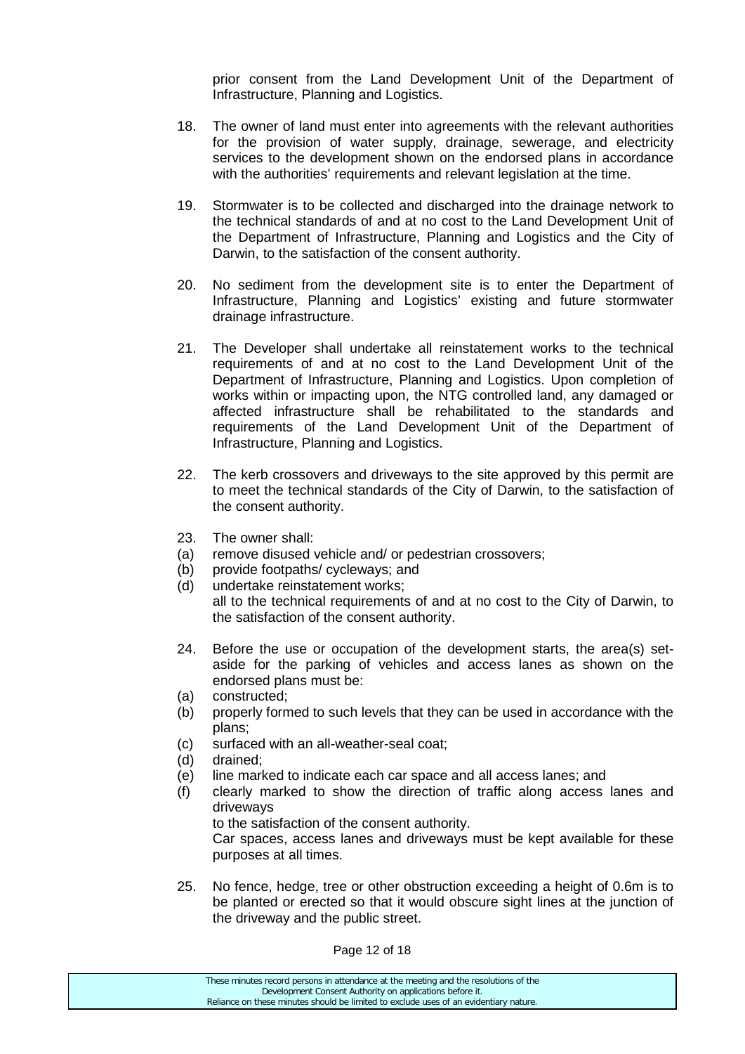prior consent from the Land Development Unit of the Department of Infrastructure, Planning and Logistics.

18. The owner of land must enter into agreements with the relevant authorities for the provision of water supply, drainage, sewerage, and electricity services to the development shown on the endorsed plans in accordance with the authorities' requirements and relevant legislation at the time.

19. Stormwater is to be collected and discharged into the drainage network to the technical standards of and at no cost to the Land Development Unit of the Department of Infrastructure, Planning and Logistics and the City of Darwin, to the satisfaction of the consent authority.

20. No sediment from the development site is to enter the Department of Infrastructure, Planning and Logistics' existing and future stormwater drainage infrastructure.

21. The Developer shall undertake all reinstatement works to the technical requirements of and at no cost to the Land Development Unit of the Department of Infrastructure, Planning and Logistics. Upon completion of works within or impacting upon, the NTG controlled land, any damaged or affected infrastructure shall be rehabilitated to the standards and requirements of the Land Development Unit of the Department of Infrastructure, Planning and Logistics.

22. The kerb crossovers and driveways to the site approved by this permit are to meet the technical standards of the City of Darwin, to the satisfaction of the consent authority.

23. The owner shall:
(a) remove disused vehicle and/ or pedestrian crossovers;
(b) provide footpaths/ cycleways; and
(d) undertake reinstatement works;
all to the technical requirements of and at no cost to the City of Darwin, to the satisfaction of the consent authority.

24. Before the use or occupation of the development starts, the area(s) set-aside for the parking of vehicles and access lanes as shown on the endorsed plans must be:
(a) constructed;
(b) properly formed to such levels that they can be used in accordance with the plans;
(c) surfaced with an all-weather-seal coat;
(d) drained;
(e) line marked to indicate each car space and all access lanes; and
(f) clearly marked to show the direction of traffic along access lanes and driveways
to the satisfaction of the consent authority.
Car spaces, access lanes and driveways must be kept available for these purposes at all times.

25. No fence, hedge, tree or other obstruction exceeding a height of 0.6m is to be planted or erected so that it would obscure sight lines at the junction of the driveway and the public street.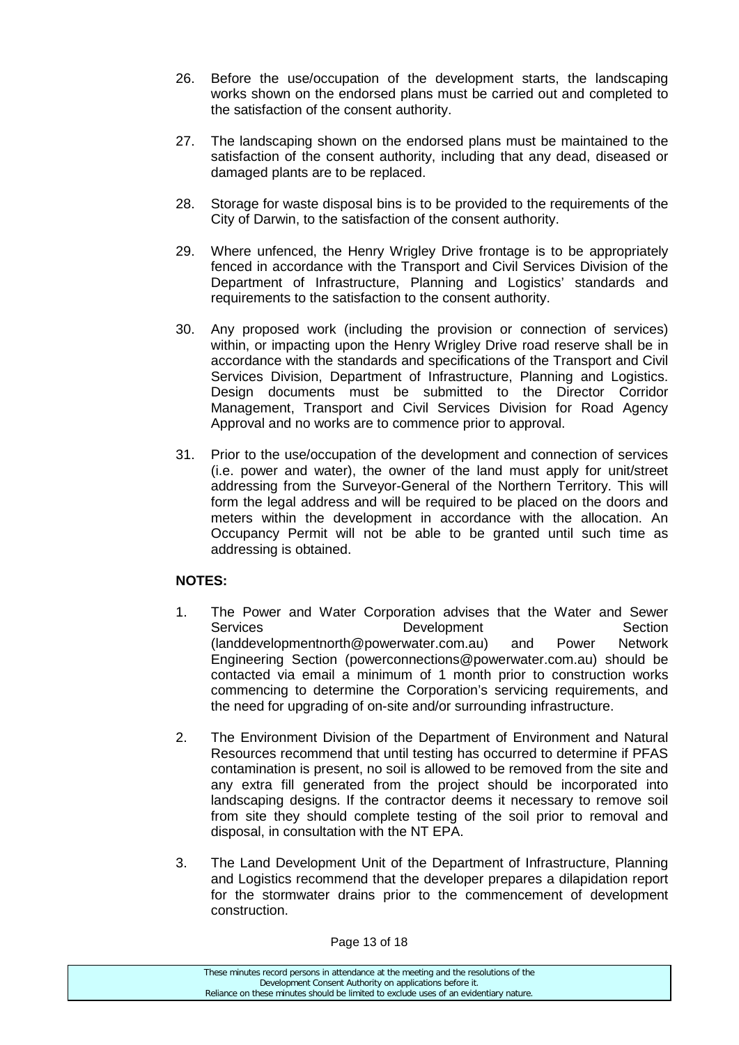26. Before the use/occupation of the development starts, the landscaping works shown on the endorsed plans must be carried out and completed to the satisfaction of the consent authority.

27. The landscaping shown on the endorsed plans must be maintained to the satisfaction of the consent authority, including that any dead, diseased or damaged plants are to be replaced.

28. Storage for waste disposal bins is to be provided to the requirements of the City of Darwin, to the satisfaction of the consent authority.

29. Where unfenced, the Henry Wrigley Drive frontage is to be appropriately fenced in accordance with the Transport and Civil Services Division of the Department of Infrastructure, Planning and Logistics' standards and requirements to the satisfaction to the consent authority.

30. Any proposed work (including the provision or connection of services) within, or impacting upon the Henry Wrigley Drive road reserve shall be in accordance with the standards and specifications of the Transport and Civil Services Division, Department of Infrastructure, Planning and Logistics. Design documents must be submitted to the Director Corridor Management, Transport and Civil Services Division for Road Agency Approval and no works are to commence prior to approval.

31. Prior to the use/occupation of the development and connection of services (i.e. power and water), the owner of the land must apply for unit/street addressing from the Surveyor-General of the Northern Territory. This will form the legal address and will be required to be placed on the doors and meters within the development in accordance with the allocation. An Occupancy Permit will not be able to be granted until such time as addressing is obtained.

**NOTES:**

1. The Power and Water Corporation advises that the Water and Sewer Services Development Section (landdevelopmentnorth@powerwater.com.au) and Power Network Engineering Section (powerconnections@powerwater.com.au) should be contacted via email a minimum of 1 month prior to construction works commencing to determine the Corporation's servicing requirements, and the need for upgrading of on-site and/or surrounding infrastructure.

2. The Environment Division of the Department of Environment and Natural Resources recommend that until testing has occurred to determine if PFAS contamination is present, no soil is allowed to be removed from the site and any extra fill generated from the project should be incorporated into landscaping designs. If the contractor deems it necessary to remove soil from site they should complete testing of the soil prior to removal and disposal, in consultation with the NT EPA.

3. The Land Development Unit of the Department of Infrastructure, Planning and Logistics recommend that the developer prepares a dilapidation report for the stormwater drains prior to the commencement of development construction.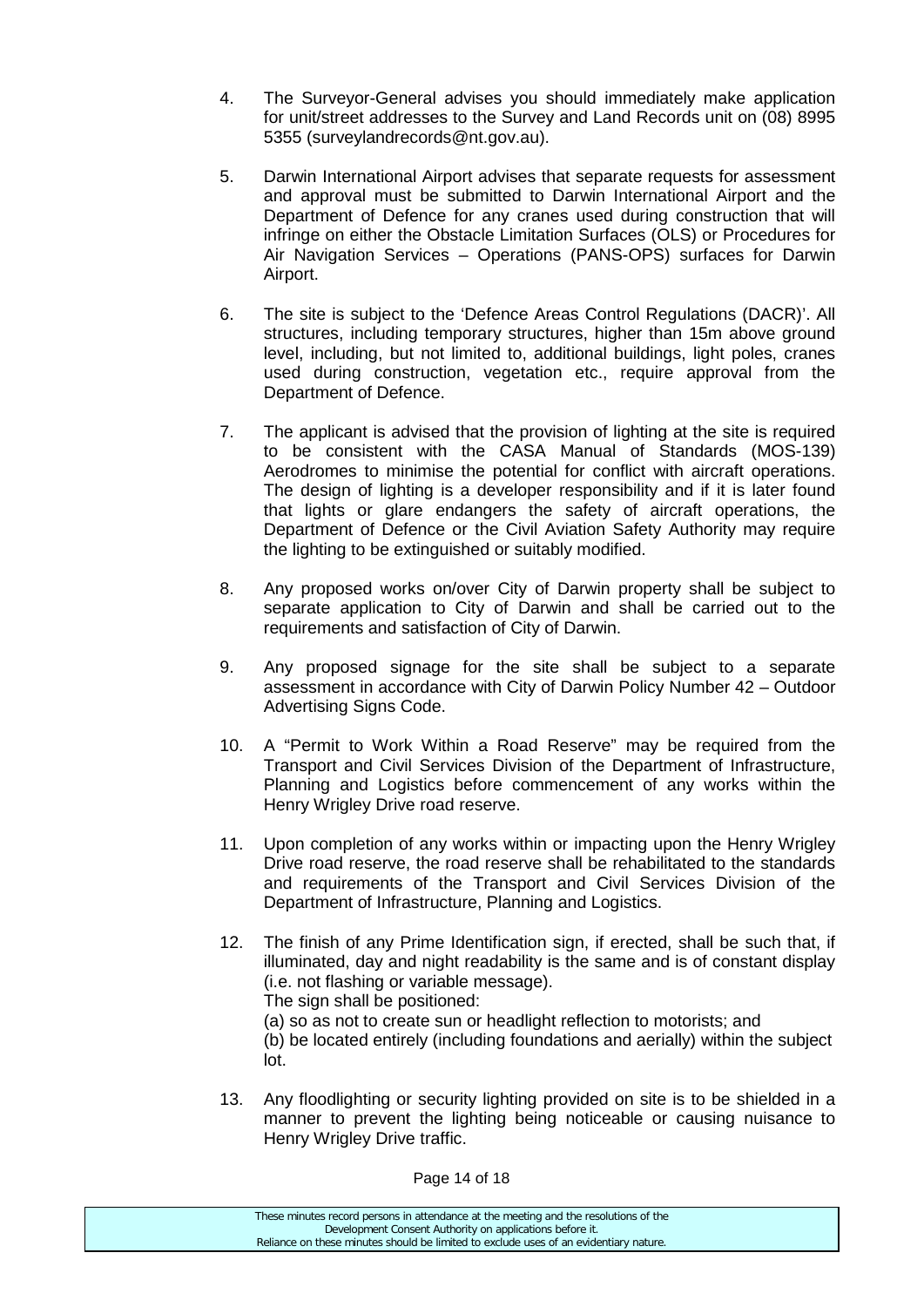4. The Surveyor-General advises you should immediately make application for unit/street addresses to the Survey and Land Records unit on (08) 8995 5355 (surveylandrecords@nt.gov.au).

5. Darwin International Airport advises that separate requests for assessment and approval must be submitted to Darwin International Airport and the Department of Defence for any cranes used during construction that will infringe on either the Obstacle Limitation Surfaces (OLS) or Procedures for Air Navigation Services – Operations (PANS-OPS) surfaces for Darwin Airport.

6. The site is subject to the 'Defence Areas Control Regulations (DACR)'. All structures, including temporary structures, higher than 15m above ground level, including, but not limited to, additional buildings, light poles, cranes used during construction, vegetation etc., require approval from the Department of Defence.

7. The applicant is advised that the provision of lighting at the site is required to be consistent with the CASA Manual of Standards (MOS-139) Aerodromes to minimise the potential for conflict with aircraft operations. The design of lighting is a developer responsibility and if it is later found that lights or glare endangers the safety of aircraft operations, the Department of Defence or the Civil Aviation Safety Authority may require the lighting to be extinguished or suitably modified.

8. Any proposed works on/over City of Darwin property shall be subject to separate application to City of Darwin and shall be carried out to the requirements and satisfaction of City of Darwin.

9. Any proposed signage for the site shall be subject to a separate assessment in accordance with City of Darwin Policy Number 42 – Outdoor Advertising Signs Code.

10. A "Permit to Work Within a Road Reserve" may be required from the Transport and Civil Services Division of the Department of Infrastructure, Planning and Logistics before commencement of any works within the Henry Wrigley Drive road reserve.

11. Upon completion of any works within or impacting upon the Henry Wrigley Drive road reserve, the road reserve shall be rehabilitated to the standards and requirements of the Transport and Civil Services Division of the Department of Infrastructure, Planning and Logistics.

12. The finish of any Prime Identification sign, if erected, shall be such that, if illuminated, day and night readability is the same and is of constant display (i.e. not flashing or variable message).
    The sign shall be positioned:
    (a) so as not to create sun or headlight reflection to motorists; and
    (b) be located entirely (including foundations and aerially) within the subject lot.

13. Any floodlighting or security lighting provided on site is to be shielded in a manner to prevent the lighting being noticeable or causing nuisance to Henry Wrigley Drive traffic.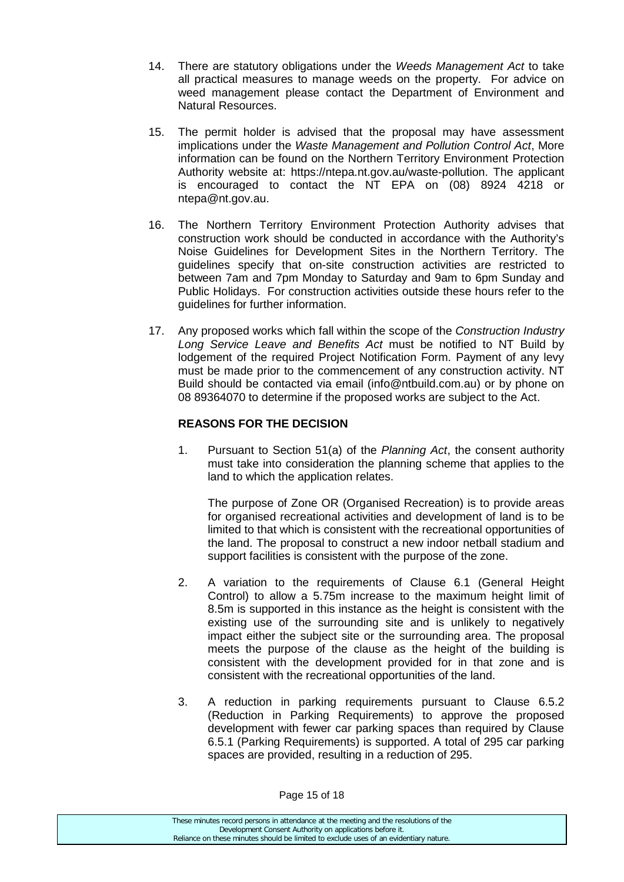14. There are statutory obligations under the *Weeds Management Act* to take all practical measures to manage weeds on the property. For advice on weed management please contact the Department of Environment and Natural Resources.

15. The permit holder is advised that the proposal may have assessment implications under the *Waste Management and Pollution Control Act*, More information can be found on the Northern Territory Environment Protection Authority website at: https://ntepa.nt.gov.au/waste-pollution. The applicant is encouraged to contact the NT EPA on (08) 8924 4218 or ntepa@nt.gov.au.

16. The Northern Territory Environment Protection Authority advises that construction work should be conducted in accordance with the Authority's Noise Guidelines for Development Sites in the Northern Territory. The guidelines specify that on-site construction activities are restricted to between 7am and 7pm Monday to Saturday and 9am to 6pm Sunday and Public Holidays. For construction activities outside these hours refer to the guidelines for further information.

17. Any proposed works which fall within the scope of the *Construction Industry Long Service Leave and Benefits Act* must be notified to NT Build by lodgement of the required Project Notification Form. Payment of any levy must be made prior to the commencement of any construction activity. NT Build should be contacted via email (info@ntbuild.com.au) or by phone on 08 89364070 to determine if the proposed works are subject to the Act.

**REASONS FOR THE DECISION**

1. Pursuant to Section 51(a) of the *Planning Act*, the consent authority must take into consideration the planning scheme that applies to the land to which the application relates.

   The purpose of Zone OR (Organised Recreation) is to provide areas for organised recreational activities and development of land is to be limited to that which is consistent with the recreational opportunities of the land. The proposal to construct a new indoor netball stadium and support facilities is consistent with the purpose of the zone.

2. A variation to the requirements of Clause 6.1 (General Height Control) to allow a 5.75m increase to the maximum height limit of 8.5m is supported in this instance as the height is consistent with the existing use of the surrounding site and is unlikely to negatively impact either the subject site or the surrounding area. The proposal meets the purpose of the clause as the height of the building is consistent with the development provided for in that zone and is consistent with the recreational opportunities of the land.

3. A reduction in parking requirements pursuant to Clause 6.5.2 (Reduction in Parking Requirements) to approve the proposed development with fewer car parking spaces than required by Clause 6.5.1 (Parking Requirements) is supported. A total of 295 car parking spaces are provided, resulting in a reduction of 295.

These minutes record persons in attendance at the meeting and the resolutions of the Development Consent Authority on applications before it.
Reliance on these minutes should be limited to exclude uses of an evidentiary nature.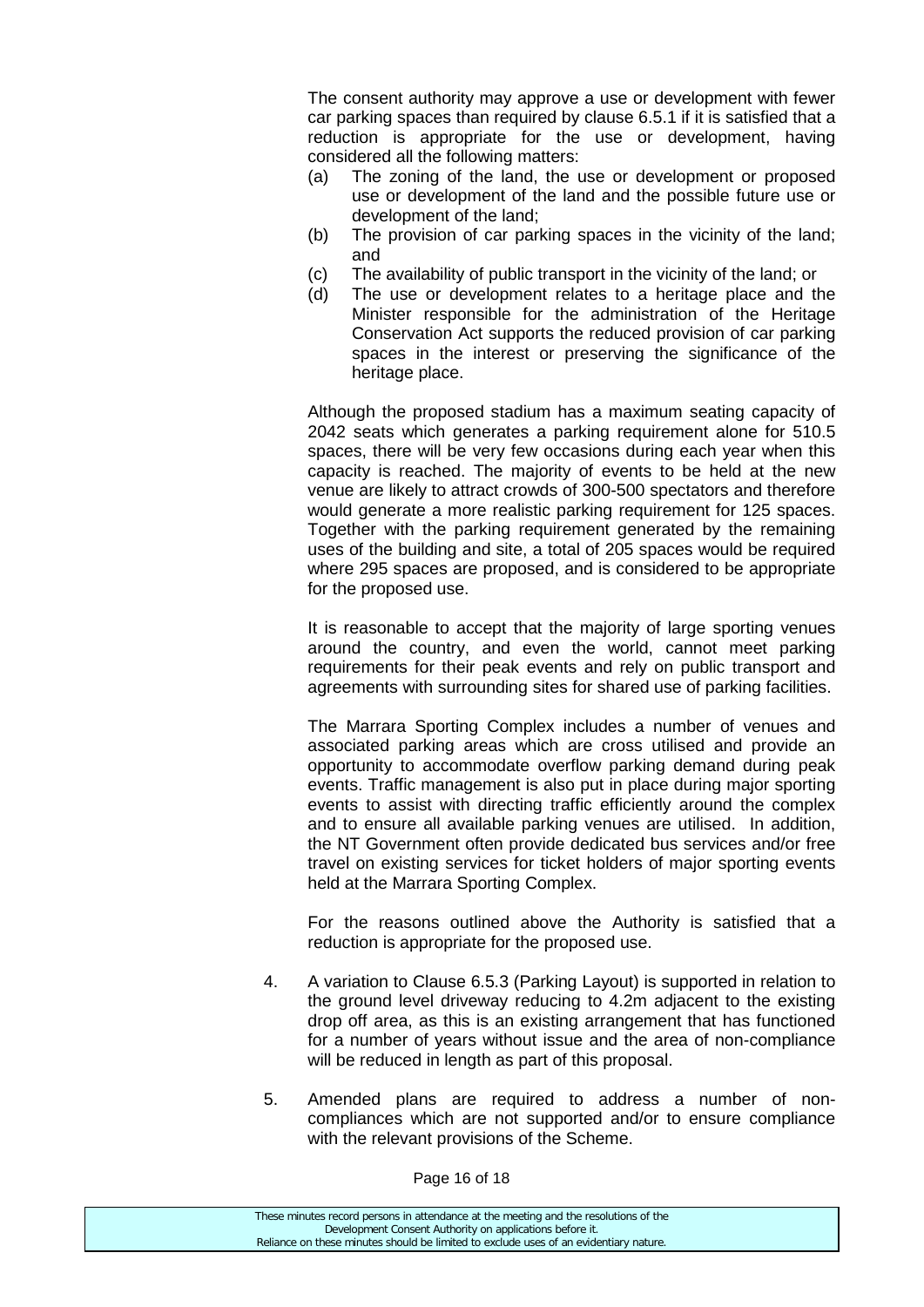The consent authority may approve a use or development with fewer car parking spaces than required by clause 6.5.1 if it is satisfied that a reduction is appropriate for the use or development, having considered all the following matters:

(a) The zoning of the land, the use or development or proposed use or development of the land and the possible future use or development of the land;
(b) The provision of car parking spaces in the vicinity of the land; and
(c) The availability of public transport in the vicinity of the land; or
(d) The use or development relates to a heritage place and the Minister responsible for the administration of the Heritage Conservation Act supports the reduced provision of car parking spaces in the interest or preserving the significance of the heritage place.

Although the proposed stadium has a maximum seating capacity of 2042 seats which generates a parking requirement alone for 510.5 spaces, there will be very few occasions during each year when this capacity is reached. The majority of events to be held at the new venue are likely to attract crowds of 300-500 spectators and therefore would generate a more realistic parking requirement for 125 spaces. Together with the parking requirement generated by the remaining uses of the building and site, a total of 205 spaces would be required where 295 spaces are proposed, and is considered to be appropriate for the proposed use.

It is reasonable to accept that the majority of large sporting venues around the country, and even the world, cannot meet parking requirements for their peak events and rely on public transport and agreements with surrounding sites for shared use of parking facilities.

The Marrara Sporting Complex includes a number of venues and associated parking areas which are cross utilised and provide an opportunity to accommodate overflow parking demand during peak events. Traffic management is also put in place during major sporting events to assist with directing traffic efficiently around the complex and to ensure all available parking venues are utilised. In addition, the NT Government often provide dedicated bus services and/or free travel on existing services for ticket holders of major sporting events held at the Marrara Sporting Complex.

For the reasons outlined above the Authority is satisfied that a reduction is appropriate for the proposed use.

4. A variation to Clause 6.5.3 (Parking Layout) is supported in relation to the ground level driveway reducing to 4.2m adjacent to the existing drop off area, as this is an existing arrangement that has functioned for a number of years without issue and the area of non-compliance will be reduced in length as part of this proposal.

5. Amended plans are required to address a number of non-compliances which are not supported and/or to ensure compliance with the relevant provisions of the Scheme.

These minutes record persons in attendance at the meeting and the resolutions of the Development Consent Authority on applications before it. Reliance on these minutes should be limited to exclude uses of an evidentiary nature.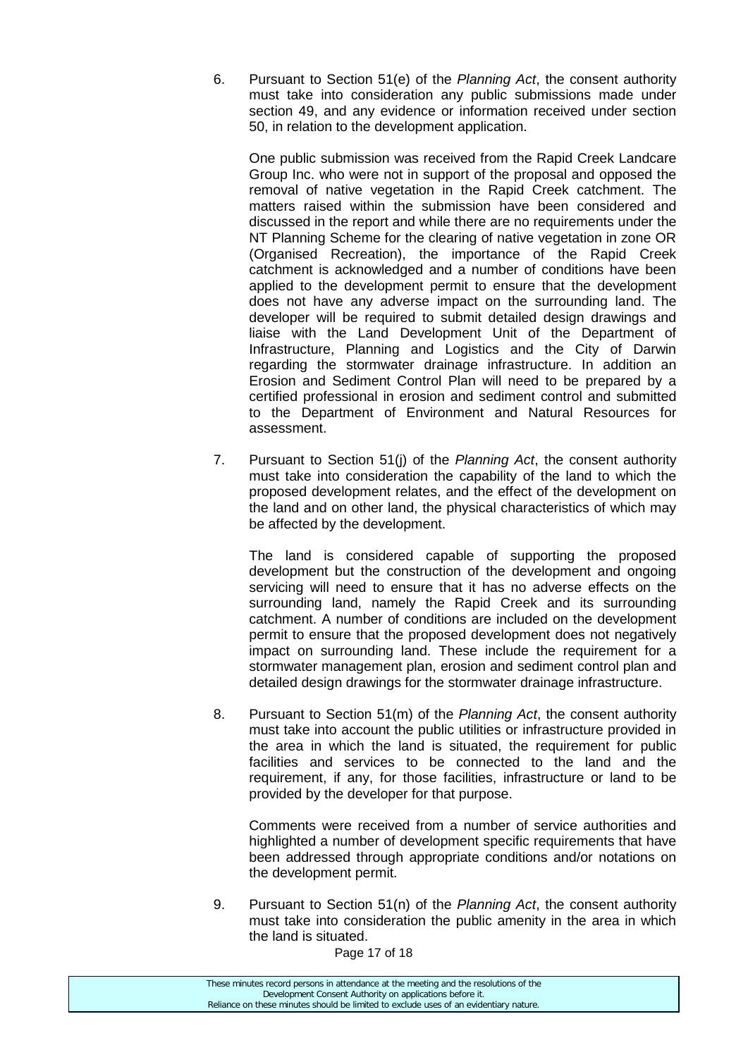6. Pursuant to Section 51(e) of the *Planning Act*, the consent authority must take into consideration any public submissions made under section 49, and any evidence or information received under section 50, in relation to the development application.

   One public submission was received from the Rapid Creek Landcare Group Inc. who were not in support of the proposal and opposed the removal of native vegetation in the Rapid Creek catchment. The matters raised within the submission have been considered and discussed in the report and while there are no requirements under the NT Planning Scheme for the clearing of native vegetation in zone OR (Organised Recreation), the importance of the Rapid Creek catchment is acknowledged and a number of conditions have been applied to the development permit to ensure that the development does not have any adverse impact on the surrounding land. The developer will be required to submit detailed design drawings and liaise with the Land Development Unit of the Department of Infrastructure, Planning and Logistics and the City of Darwin regarding the stormwater drainage infrastructure. In addition an Erosion and Sediment Control Plan will need to be prepared by a certified professional in erosion and sediment control and submitted to the Department of Environment and Natural Resources for assessment.

7. Pursuant to Section 51(j) of the *Planning Act*, the consent authority must take into consideration the capability of the land to which the proposed development relates, and the effect of the development on the land and on other land, the physical characteristics of which may be affected by the development.

   The land is considered capable of supporting the proposed development but the construction of the development and ongoing servicing will need to ensure that it has no adverse effects on the surrounding land, namely the Rapid Creek and its surrounding catchment. A number of conditions are included on the development permit to ensure that the proposed development does not negatively impact on surrounding land. These include the requirement for a stormwater management plan, erosion and sediment control plan and detailed design drawings for the stormwater drainage infrastructure.

8. Pursuant to Section 51(m) of the *Planning Act*, the consent authority must take into account the public utilities or infrastructure provided in the area in which the land is situated, the requirement for public facilities and services to be connected to the land and the requirement, if any, for those facilities, infrastructure or land to be provided by the developer for that purpose.

   Comments were received from a number of service authorities and highlighted a number of development specific requirements that have been addressed through appropriate conditions and/or notations on the development permit.

9. Pursuant to Section 51(n) of the *Planning Act*, the consent authority must take into consideration the public amenity in the area in which the land is situated.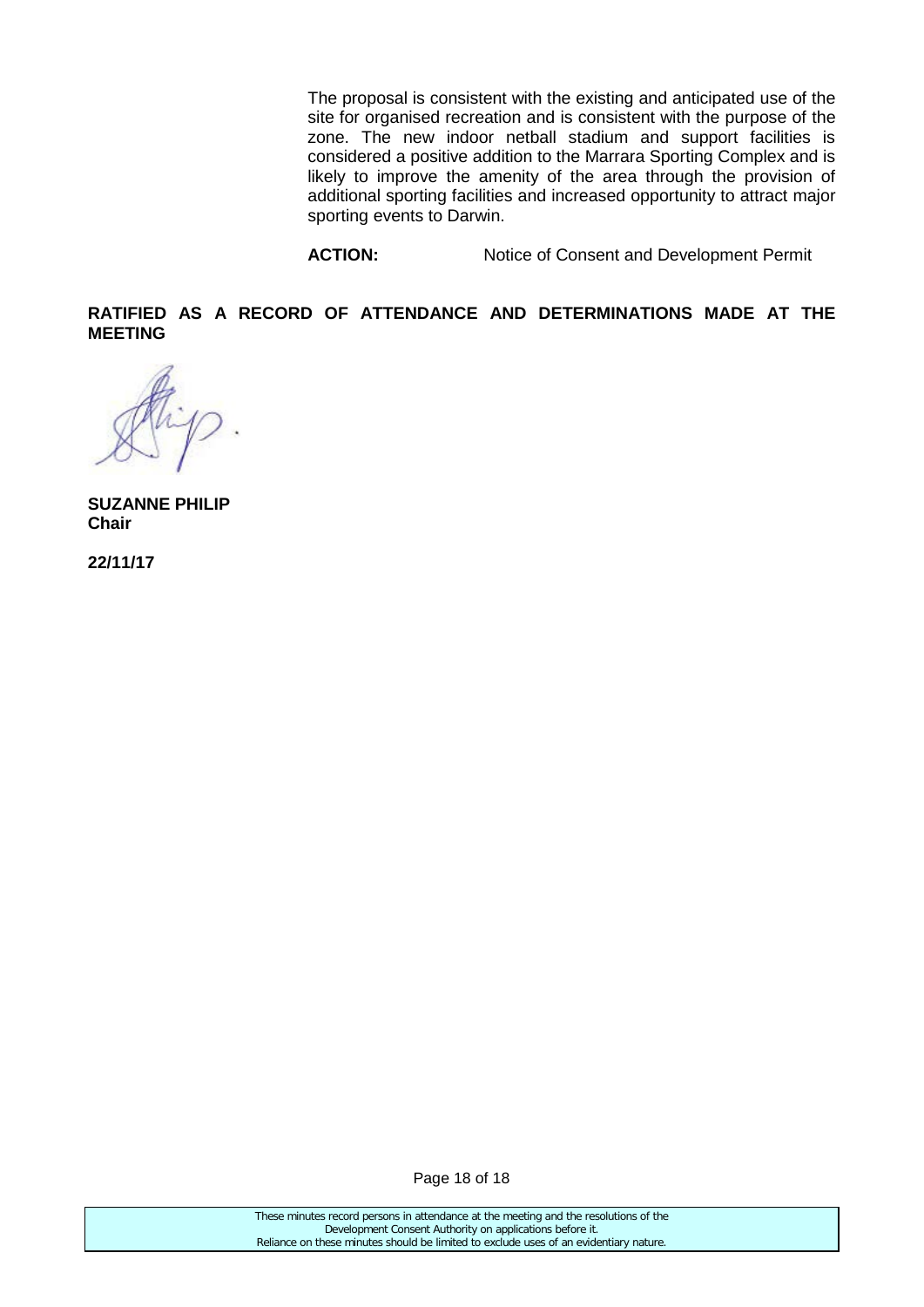The proposal is consistent with the existing and anticipated use of the site for organised recreation and is consistent with the purpose of the zone. The new indoor netball stadium and support facilities is considered a positive addition to the Marrara Sporting Complex and is likely to improve the amenity of the area through the provision of additional sporting facilities and increased opportunity to attract major sporting events to Darwin.

**ACTION:** Notice of Consent and Development Permit

**RATIFIED AS A RECORD OF ATTENDANCE AND DETERMINATIONS MADE AT THE MEETING**

**SUZANNE PHILIP**
**Chair**

**22/11/17**

These minutes record persons in attendance at the meeting and the resolutions of the Development Consent Authority on applications before it.
Reliance on these minutes should be limited to exclude uses of an evidentiary nature.